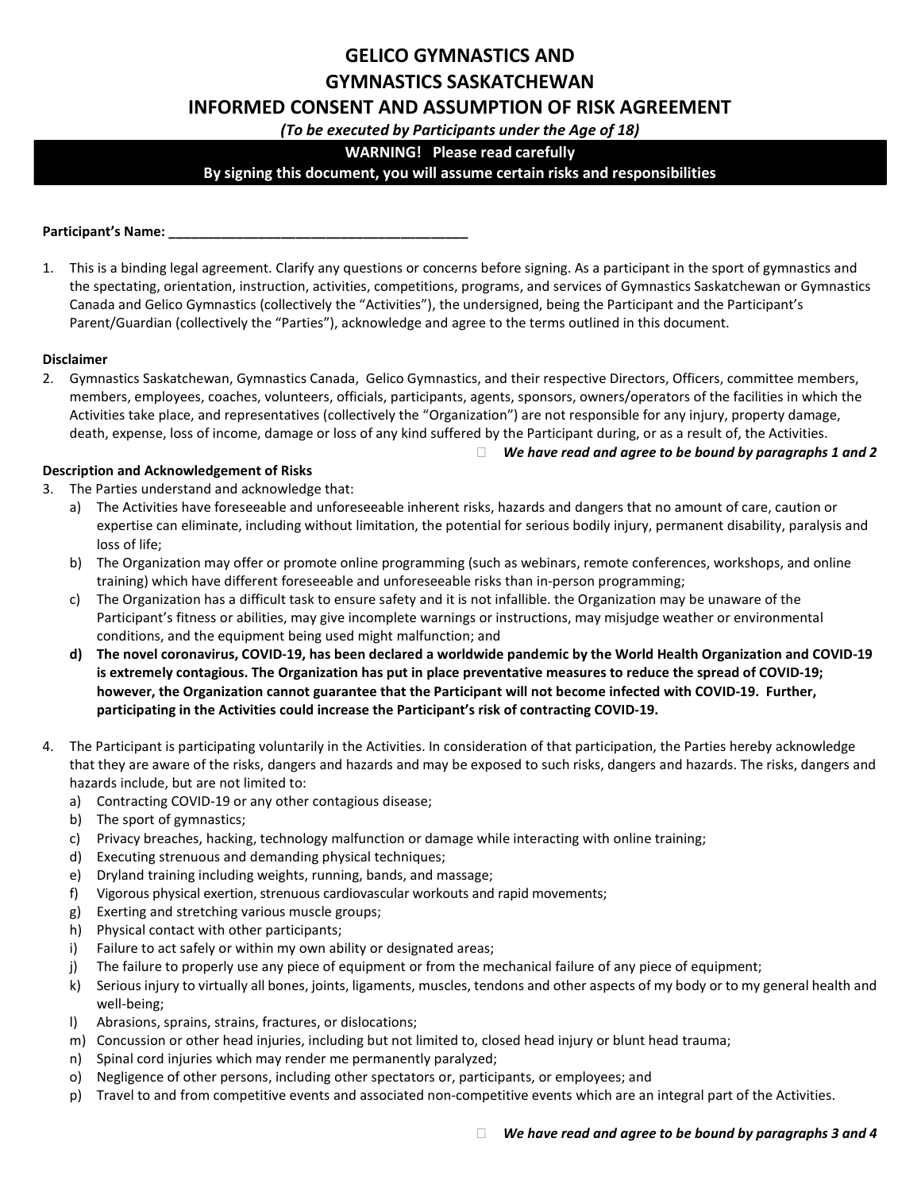# GELICO GYMNASTICS AND
# GYMNASTICS SASKATCHEWAN
# INFORMED CONSENT AND ASSUMPTION OF RISK AGREEMENT

*(To be executed by Participants under the Age of 18)*

**WARNING! Please read carefully**
**By signing this document, you will assume certain risks and responsibilities**

**Participant's Name: ________________________________________**

1. This is a binding legal agreement. Clarify any questions or concerns before signing. As a participant in the sport of gymnastics and the spectating, orientation, instruction, activities, competitions, programs, and services of Gymnastics Saskatchewan or Gymnastics Canada and Gelico Gymnastics (collectively the "Activities"), the undersigned, being the Participant and the Participant's Parent/Guardian (collectively the "Parties"), acknowledge and agree to the terms outlined in this document.

**Disclaimer**

2. Gymnastics Saskatchewan, Gymnastics Canada, Gelico Gymnastics, and their respective Directors, Officers, committee members, members, employees, coaches, volunteers, officials, participants, agents, sponsors, owners/operators of the facilities in which the Activities take place, and representatives (collectively the "Organization") are not responsible for any injury, property damage, death, expense, loss of income, damage or loss of any kind suffered by the Participant during, or as a result of, the Activities.

☐ ***We have read and agree to be bound by paragraphs 1 and 2***

**Description and Acknowledgement of Risks**

3. The Parties understand and acknowledge that:
   a) The Activities have foreseeable and unforeseeable inherent risks, hazards and dangers that no amount of care, caution or expertise can eliminate, including without limitation, the potential for serious bodily injury, permanent disability, paralysis and loss of life;
   b) The Organization may offer or promote online programming (such as webinars, remote conferences, workshops, and online training) which have different foreseeable and unforeseeable risks than in-person programming;
   c) The Organization has a difficult task to ensure safety and it is not infallible. the Organization may be unaware of the Participant's fitness or abilities, may give incomplete warnings or instructions, may misjudge weather or environmental conditions, and the equipment being used might malfunction; and
   d) **The novel coronavirus, COVID-19, has been declared a worldwide pandemic by the World Health Organization and COVID-19 is extremely contagious. The Organization has put in place preventative measures to reduce the spread of COVID-19; however, the Organization cannot guarantee that the Participant will not become infected with COVID-19. Further, participating in the Activities could increase the Participant's risk of contracting COVID-19.**

4. The Participant is participating voluntarily in the Activities. In consideration of that participation, the Parties hereby acknowledge that they are aware of the risks, dangers and hazards and may be exposed to such risks, dangers and hazards. The risks, dangers and hazards include, but are not limited to:
   a) Contracting COVID-19 or any other contagious disease;
   b) The sport of gymnastics;
   c) Privacy breaches, hacking, technology malfunction or damage while interacting with online training;
   d) Executing strenuous and demanding physical techniques;
   e) Dryland training including weights, running, bands, and massage;
   f) Vigorous physical exertion, strenuous cardiovascular workouts and rapid movements;
   g) Exerting and stretching various muscle groups;
   h) Physical contact with other participants;
   i) Failure to act safely or within my own ability or designated areas;
   j) The failure to properly use any piece of equipment or from the mechanical failure of any piece of equipment;
   k) Serious injury to virtually all bones, joints, ligaments, muscles, tendons and other aspects of my body or to my general health and well-being;
   l) Abrasions, sprains, strains, fractures, or dislocations;
   m) Concussion or other head injuries, including but not limited to, closed head injury or blunt head trauma;
   n) Spinal cord injuries which may render me permanently paralyzed;
   o) Negligence of other persons, including other spectators or, participants, or employees; and
   p) Travel to and from competitive events and associated non-competitive events which are an integral part of the Activities.

☐ ***We have read and agree to be bound by paragraphs 3 and 4***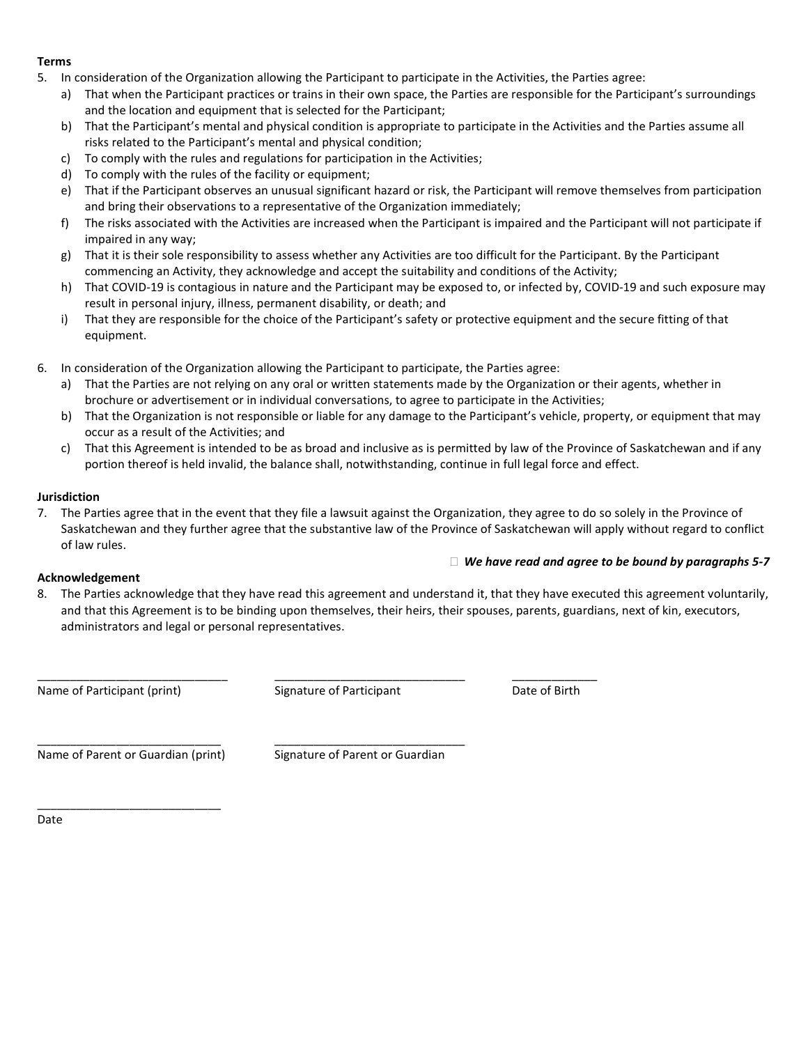**Terms**

5. In consideration of the Organization allowing the Participant to participate in the Activities, the Parties agree:
   a) That when the Participant practices or trains in their own space, the Parties are responsible for the Participant's surroundings and the location and equipment that is selected for the Participant;
   b) That the Participant's mental and physical condition is appropriate to participate in the Activities and the Parties assume all risks related to the Participant's mental and physical condition;
   c) To comply with the rules and regulations for participation in the Activities;
   d) To comply with the rules of the facility or equipment;
   e) That if the Participant observes an unusual significant hazard or risk, the Participant will remove themselves from participation and bring their observations to a representative of the Organization immediately;
   f) The risks associated with the Activities are increased when the Participant is impaired and the Participant will not participate if impaired in any way;
   g) That it is their sole responsibility to assess whether any Activities are too difficult for the Participant. By the Participant commencing an Activity, they acknowledge and accept the suitability and conditions of the Activity;
   h) That COVID-19 is contagious in nature and the Participant may be exposed to, or infected by, COVID-19 and such exposure may result in personal injury, illness, permanent disability, or death; and
   i) That they are responsible for the choice of the Participant's safety or protective equipment and the secure fitting of that equipment.

6. In consideration of the Organization allowing the Participant to participate, the Parties agree:
   a) That the Parties are not relying on any oral or written statements made by the Organization or their agents, whether in brochure or advertisement or in individual conversations, to agree to participate in the Activities;
   b) That the Organization is not responsible or liable for any damage to the Participant's vehicle, property, or equipment that may occur as a result of the Activities; and
   c) That this Agreement is intended to be as broad and inclusive as is permitted by law of the Province of Saskatchewan and if any portion thereof is held invalid, the balance shall, notwithstanding, continue in full legal force and effect.

**Jurisdiction**

7. The Parties agree that in the event that they file a lawsuit against the Organization, they agree to do so solely in the Province of Saskatchewan and they further agree that the substantive law of the Province of Saskatchewan will apply without regard to conflict of law rules.

☐ ***We have read and agree to be bound by paragraphs 5-7***

**Acknowledgement**

8. The Parties acknowledge that they have read this agreement and understand it, that they have executed this agreement voluntarily, and that this Agreement is to be binding upon themselves, their heirs, their spouses, parents, guardians, next of kin, executors, administrators and legal or personal representatives.

_____________________________ Name of Participant (print)

_____________________________ Signature of Participant

_____________ Date of Birth

_____________________________ Name of Parent or Guardian (print)

_____________________________ Signature of Parent or Guardian

_____________________________ Date